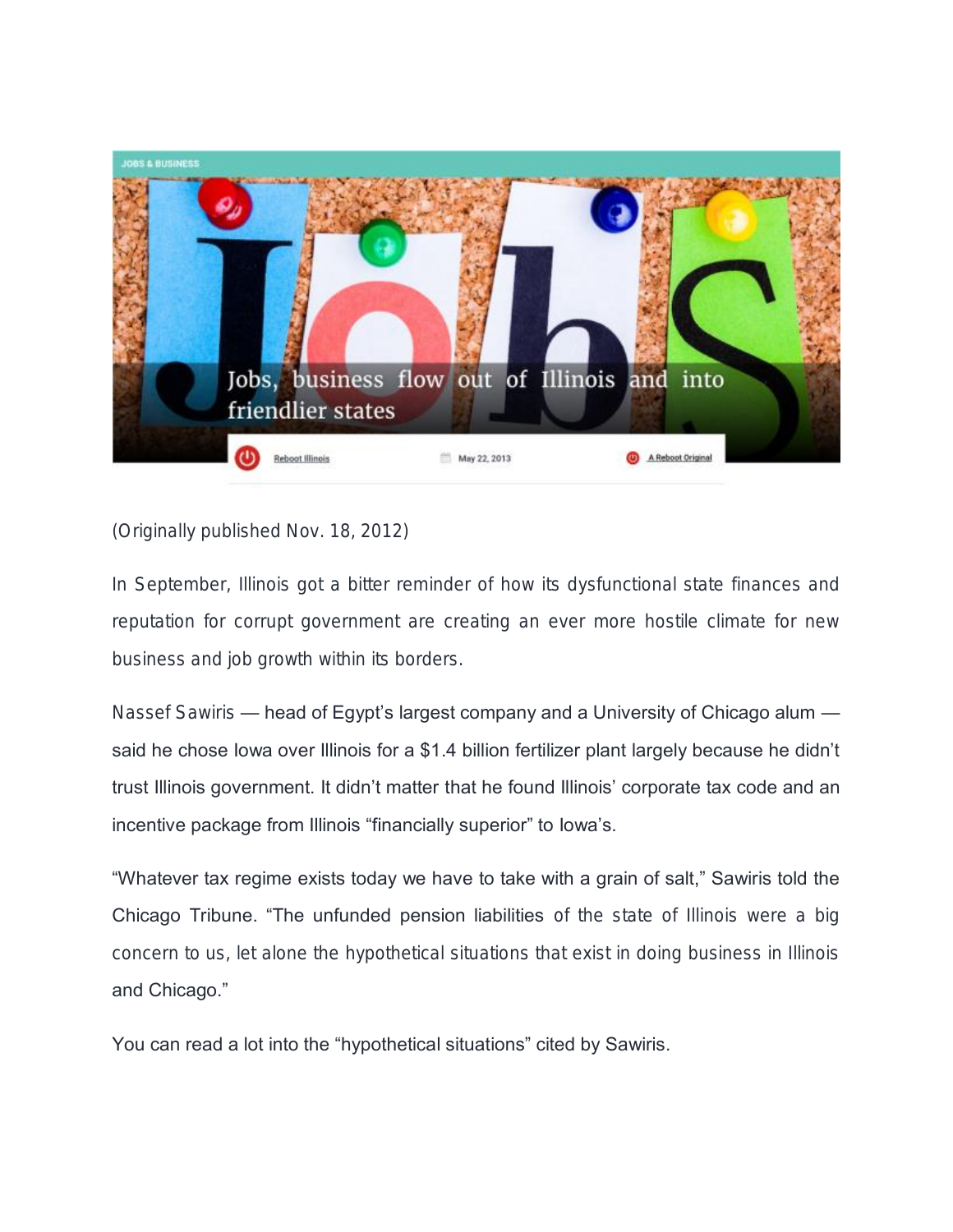JOBS & BUSINESS

# Jobs, business flow out of Illinois and into friendlier states

Reboot Illinois | May 22, 2013 | A Reboot Original

(Originally published Nov. 18, 2012)

In September, Illinois got a bitter reminder of how its dysfunctional state finances and reputation for corrupt government are creating an ever more hostile climate for new business and job growth within its borders.

Nassef Sawiris — head of Egypt's largest company and a University of Chicago alum — said he chose Iowa over Illinois for a $1.4 billion fertilizer plant largely because he didn't trust Illinois government. It didn't matter that he found Illinois' corporate tax code and an incentive package from Illinois "financially superior" to Iowa's.

"Whatever tax regime exists today we have to take with a grain of salt," Sawiris told the Chicago Tribune. "The unfunded pension liabilities of the state of Illinois were a big concern to us, let alone the hypothetical situations that exist in doing business in Illinois and Chicago."

You can read a lot into the "hypothetical situations" cited by Sawiris.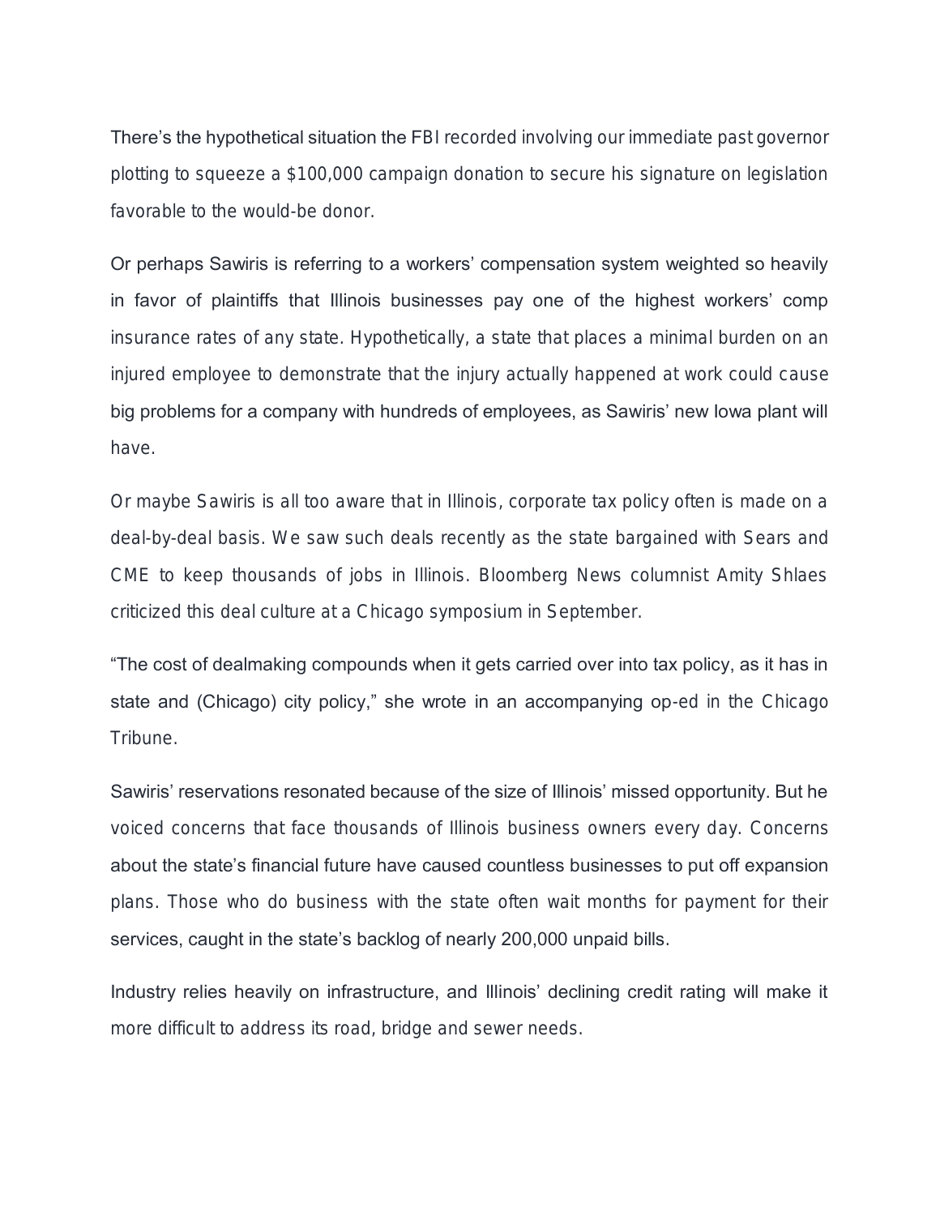There's the hypothetical situation the FBI recorded involving our immediate past governor plotting to squeeze a $100,000 campaign donation to secure his signature on legislation favorable to the would-be donor.

Or perhaps Sawiris is referring to a workers' compensation system weighted so heavily in favor of plaintiffs that Illinois businesses pay one of the highest workers' comp insurance rates of any state. Hypothetically, a state that places a minimal burden on an injured employee to demonstrate that the injury actually happened at work could cause big problems for a company with hundreds of employees, as Sawiris' new Iowa plant will have.

Or maybe Sawiris is all too aware that in Illinois, corporate tax policy often is made on a deal-by-deal basis. We saw such deals recently as the state bargained with Sears and CME to keep thousands of jobs in Illinois. Bloomberg News columnist Amity Shlaes criticized this deal culture at a Chicago symposium in September.

"The cost of dealmaking compounds when it gets carried over into tax policy, as it has in state and (Chicago) city policy," she wrote in an accompanying op-ed in the Chicago Tribune.

Sawiris' reservations resonated because of the size of Illinois' missed opportunity. But he voiced concerns that face thousands of Illinois business owners every day. Concerns about the state's financial future have caused countless businesses to put off expansion plans. Those who do business with the state often wait months for payment for their services, caught in the state's backlog of nearly 200,000 unpaid bills.

Industry relies heavily on infrastructure, and Illinois' declining credit rating will make it more difficult to address its road, bridge and sewer needs.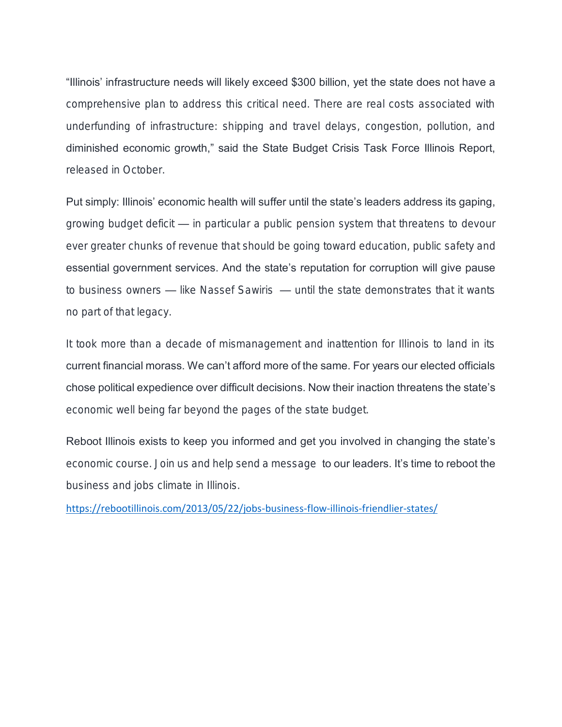"Illinois' infrastructure needs will likely exceed $300 billion, yet the state does not have a comprehensive plan to address this critical need. There are real costs associated with underfunding of infrastructure: shipping and travel delays, congestion, pollution, and diminished economic growth," said the State Budget Crisis Task Force Illinois Report, released in October.

Put simply: Illinois' economic health will suffer until the state's leaders address its gaping, growing budget deficit — in particular a public pension system that threatens to devour ever greater chunks of revenue that should be going toward education, public safety and essential government services. And the state's reputation for corruption will give pause to business owners — like Nassef Sawiris — until the state demonstrates that it wants no part of that legacy.

It took more than a decade of mismanagement and inattention for Illinois to land in its current financial morass. We can't afford more of the same. For years our elected officials chose political expedience over difficult decisions. Now their inaction threatens the state's economic well being far beyond the pages of the state budget.

Reboot Illinois exists to keep you informed and get you involved in changing the state's economic course. Join us and help send a message to our leaders. It's time to reboot the business and jobs climate in Illinois.

https://rebootillinois.com/2013/05/22/jobs-business-flow-illinois-friendlier-states/